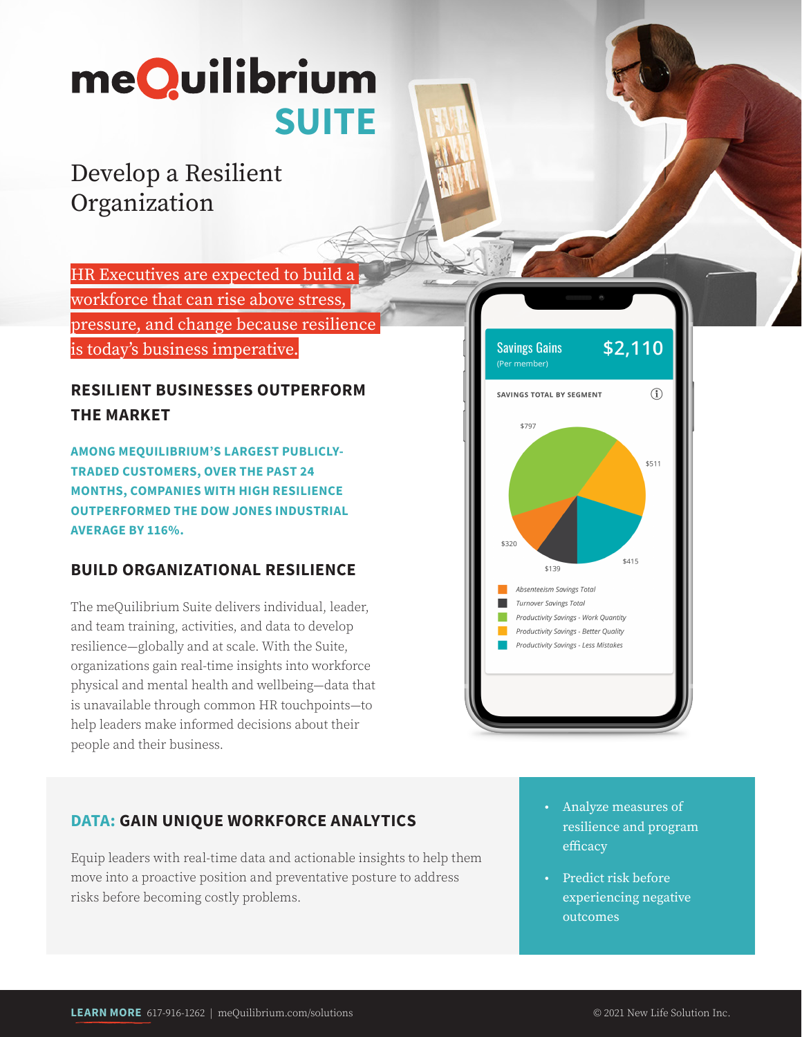# meQuilibrium SUITE

## Develop a Resilient Organization

HR Executives are expected to build a workforce that can rise above stress, pressure, and change because resilience is today's business imperative.

### RESILIENT BUSINESSES OUTPERFORM THE MARKET

**AMONG MEQUILIBRIUM'S LARGEST PUBLICLY-TRADED CUSTOMERS, OVER THE PAST 24 MONTHS, COMPANIES WITH HIGH RESILIENCE OUTPERFORMED THE DOW JONES INDUSTRIAL AVERAGE BY 116%.**

### BUILD ORGANIZATIONAL RESILIENCE

The meQuilibrium Suite delivers individual, leader, and team training, activities, and data to develop resilience—globally and at scale. With the Suite, organizations gain real-time insights into workforce physical and mental health and wellbeing—data that is unavailable through common HR touchpoints—to help leaders make informed decisions about their people and their business.

Savings Gains (Per member) $2,110

SAVINGS TOTAL BY SEGMENT

- $320 — *Absenteeism Savings Total*
- $139 — *Turnover Savings Total*
- $797 — *Productivity Savings - Work Quantity*
- $511 — *Productivity Savings - Better Quality*
- $415 — *Productivity Savings - Less Mistakes*

### DATA: GAIN UNIQUE WORKFORCE ANALYTICS

Equip leaders with real-time data and actionable insights to help them move into a proactive position and preventative posture to address risks before becoming costly problems.

- Analyze measures of resilience and program efficacy
- Predict risk before experiencing negative outcomes

**LEARN MORE** 617-916-1262 | meQuilibrium.com/solutions

© 2021 New Life Solution Inc.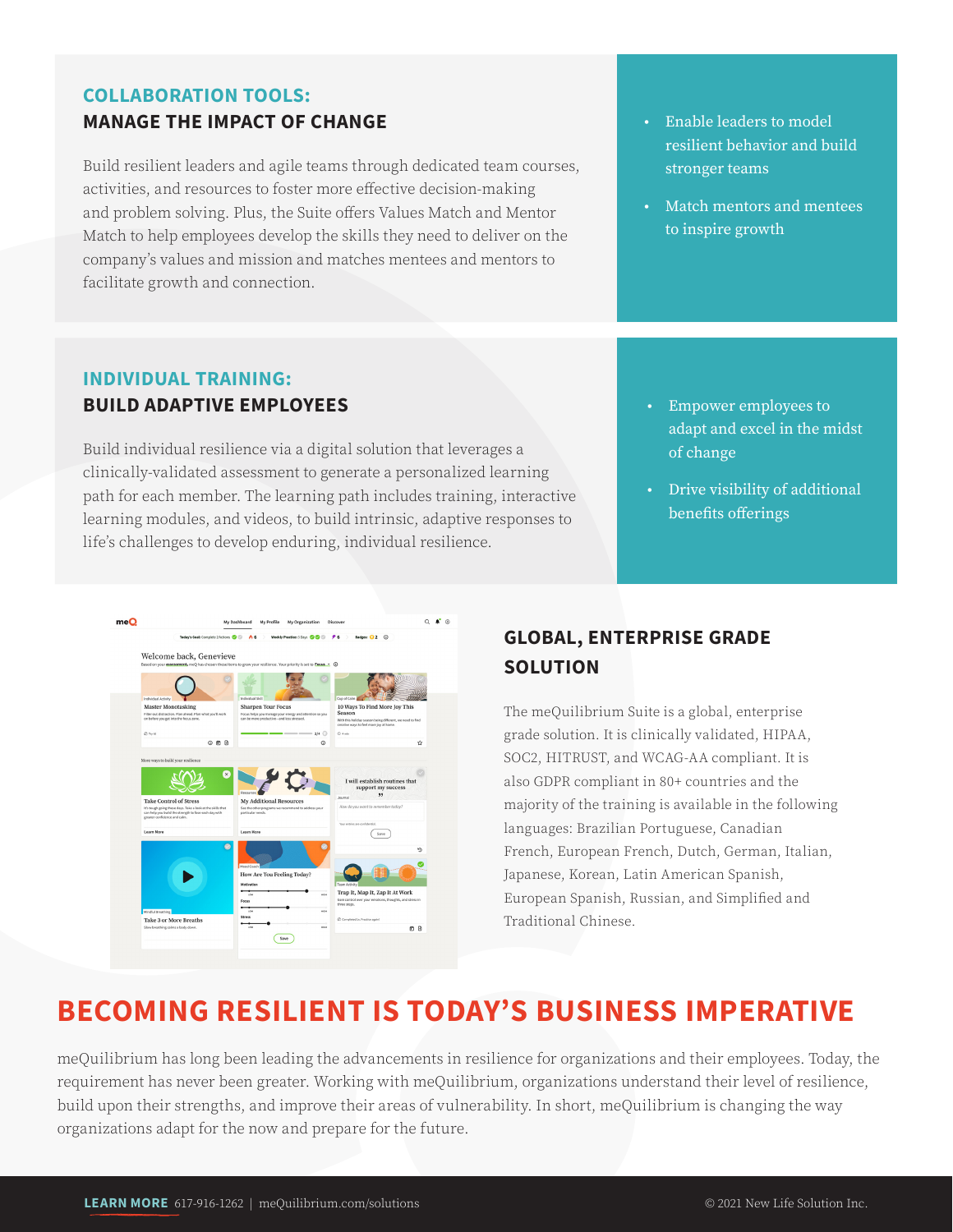## COLLABORATION TOOLS:
## MANAGE THE IMPACT OF CHANGE

Build resilient leaders and agile teams through dedicated team courses, activities, and resources to foster more effective decision-making and problem solving. Plus, the Suite offers Values Match and Mentor Match to help employees develop the skills they need to deliver on the company's values and mission and matches mentees and mentors to facilitate growth and connection.

- Enable leaders to model resilient behavior and build stronger teams
- Match mentors and mentees to inspire growth

## INDIVIDUAL TRAINING:
## BUILD ADAPTIVE EMPLOYEES

Build individual resilience via a digital solution that leverages a clinically-validated assessment to generate a personalized learning path for each member. The learning path includes training, interactive learning modules, and videos, to build intrinsic, adaptive responses to life's challenges to develop enduring, individual resilience.

- Empower employees to adapt and excel in the midst of change
- Drive visibility of additional benefits offerings

## GLOBAL, ENTERPRISE GRADE SOLUTION

The meQuilibrium Suite is a global, enterprise grade solution. It is clinically validated, HIPAA, SOC2, HITRUST, and WCAG-AA compliant. It is also GDPR compliant in 80+ countries and the majority of the training is available in the following languages: Brazilian Portuguese, Canadian French, European French, Dutch, German, Italian, Japanese, Korean, Latin American Spanish, European Spanish, Russian, and Simplified and Traditional Chinese.

# BECOMING RESILIENT IS TODAY'S BUSINESS IMPERATIVE

meQuilibrium has long been leading the advancements in resilience for organizations and their employees. Today, the requirement has never been greater. Working with meQuilibrium, organizations understand their level of resilience, build upon their strengths, and improve their areas of vulnerability. In short, meQuilibrium is changing the way organizations adapt for the now and prepare for the future.

**LEARN MORE** 617-916-1262 | meQuilibrium.com/solutions

© 2021 New Life Solution Inc.